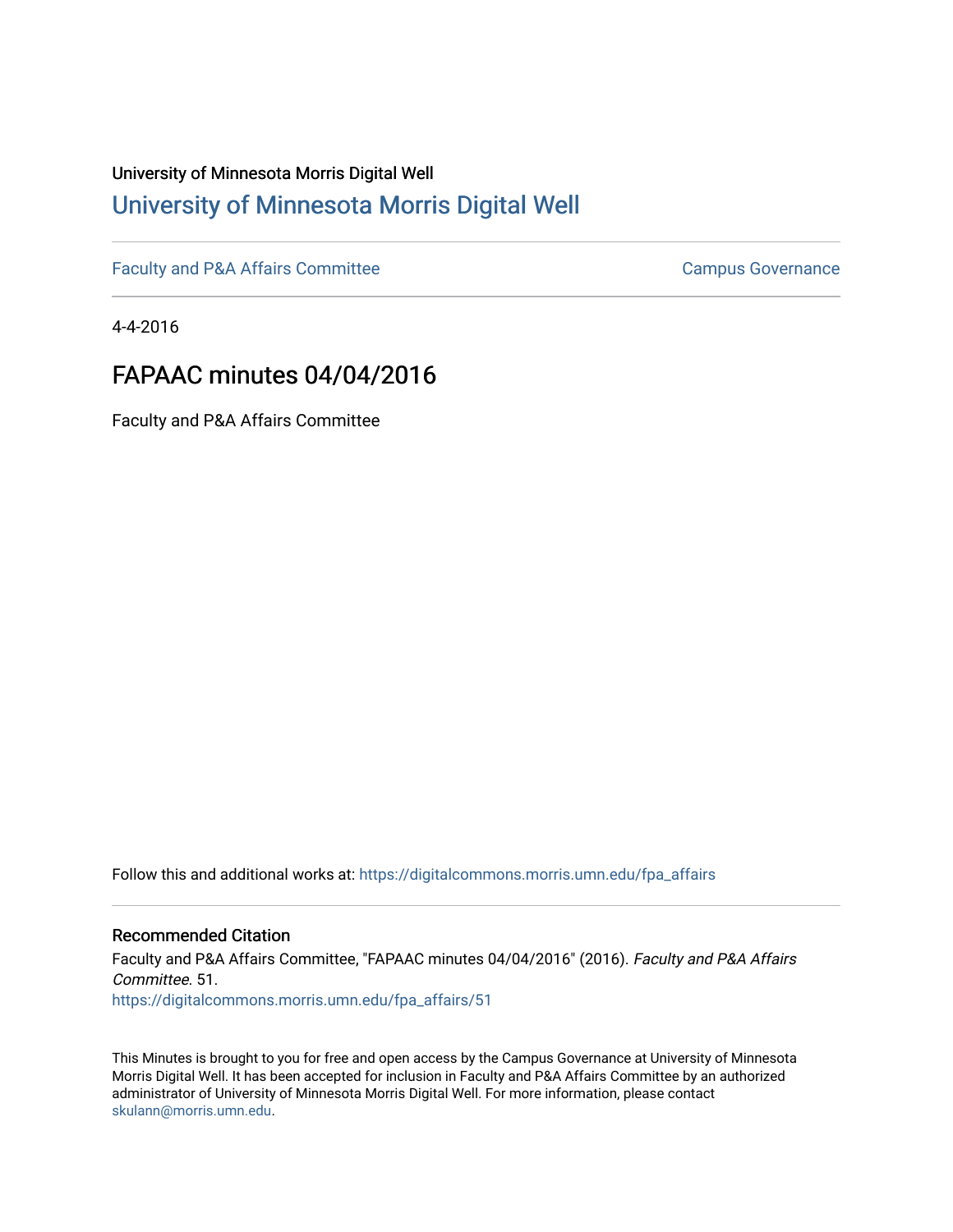University of Minnesota Morris Digital Well

# University of Minnesota Morris Digital Well

Faculty and P&A Affairs Committee

Campus Governance

4-4-2016

## FAPAAC minutes 04/04/2016

Faculty and P&A Affairs Committee

Follow this and additional works at: https://digitalcommons.morris.umn.edu/fpa_affairs

### Recommended Citation

Faculty and P&A Affairs Committee, "FAPAAC minutes 04/04/2016" (2016). *Faculty and P&A Affairs Committee*. 51.
https://digitalcommons.morris.umn.edu/fpa_affairs/51

This Minutes is brought to you for free and open access by the Campus Governance at University of Minnesota Morris Digital Well. It has been accepted for inclusion in Faculty and P&A Affairs Committee by an authorized administrator of University of Minnesota Morris Digital Well. For more information, please contact skulann@morris.umn.edu.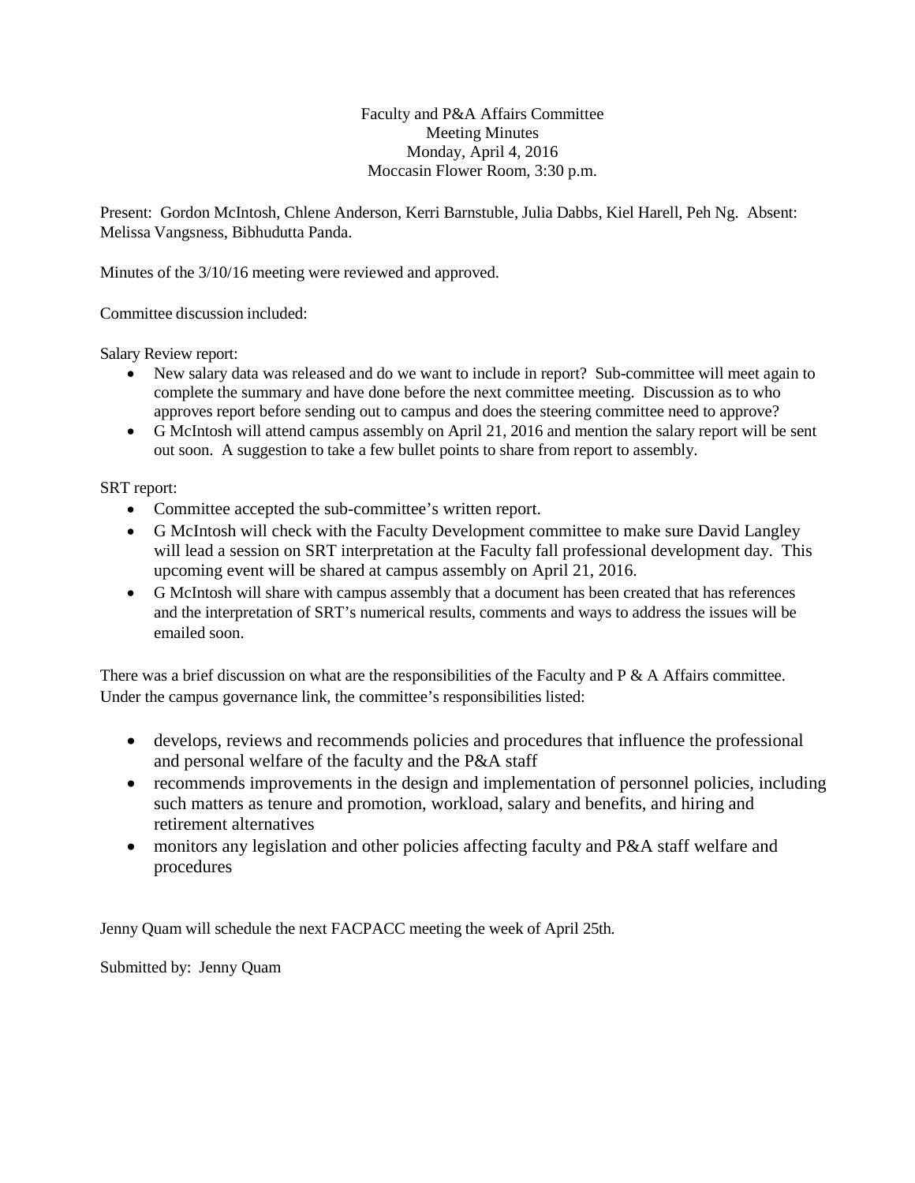Faculty and P&A Affairs Committee
Meeting Minutes
Monday, April 4, 2016
Moccasin Flower Room, 3:30 p.m.

Present: Gordon McIntosh, Chlene Anderson, Kerri Barnstuble, Julia Dabbs, Kiel Harell, Peh Ng. Absent: Melissa Vangsness, Bibhudutta Panda.

Minutes of the 3/10/16 meeting were reviewed and approved.

Committee discussion included:

Salary Review report:

- New salary data was released and do we want to include in report? Sub-committee will meet again to complete the summary and have done before the next committee meeting. Discussion as to who approves report before sending out to campus and does the steering committee need to approve?
- G McIntosh will attend campus assembly on April 21, 2016 and mention the salary report will be sent out soon. A suggestion to take a few bullet points to share from report to assembly.

SRT report:

- Committee accepted the sub-committee's written report.
- G McIntosh will check with the Faculty Development committee to make sure David Langley will lead a session on SRT interpretation at the Faculty fall professional development day. This upcoming event will be shared at campus assembly on April 21, 2016.
- G McIntosh will share with campus assembly that a document has been created that has references and the interpretation of SRT's numerical results, comments and ways to address the issues will be emailed soon.

There was a brief discussion on what are the responsibilities of the Faculty and P & A Affairs committee. Under the campus governance link, the committee's responsibilities listed:

- develops, reviews and recommends policies and procedures that influence the professional and personal welfare of the faculty and the P&A staff
- recommends improvements in the design and implementation of personnel policies, including such matters as tenure and promotion, workload, salary and benefits, and hiring and retirement alternatives
- monitors any legislation and other policies affecting faculty and P&A staff welfare and procedures

Jenny Quam will schedule the next FACPACC meeting the week of April 25th.

Submitted by: Jenny Quam